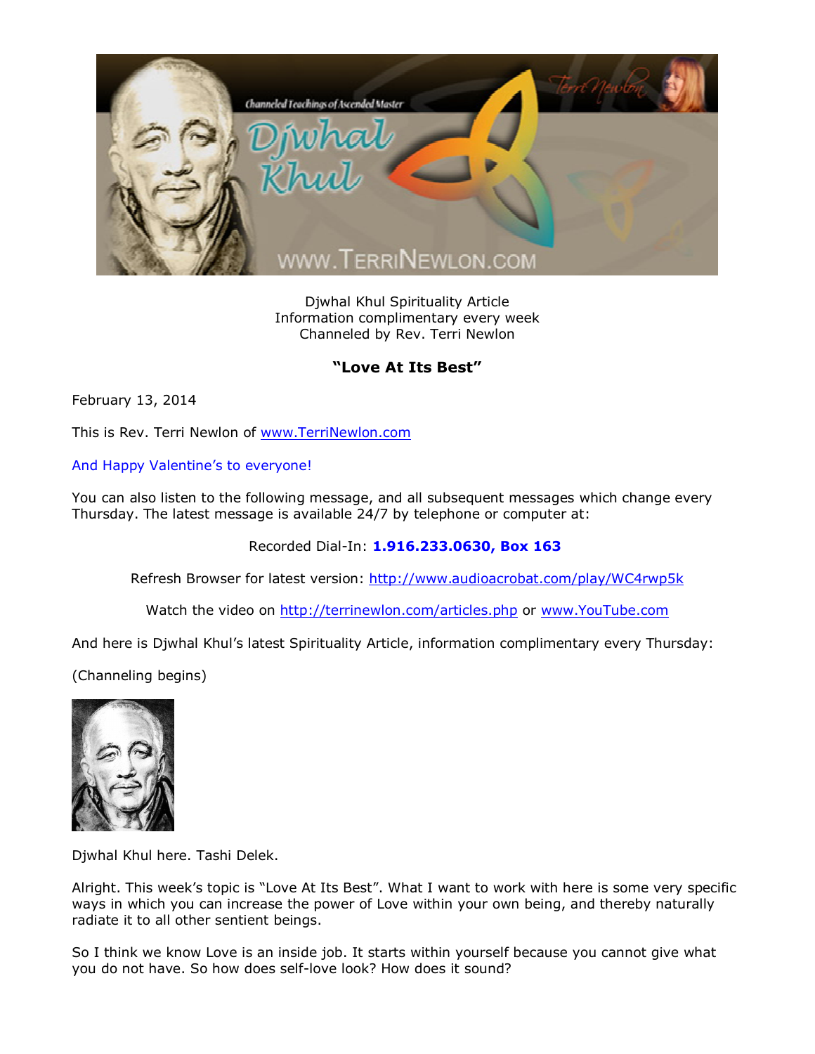Djwhal Khul Spirituality Article
Information complimentary every week
Channeled by Rev. Terri Newlon

## "Love At Its Best"

February 13, 2014

This is Rev. Terri Newlon of www.TerriNewlon.com

And Happy Valentine's to everyone!

You can also listen to the following message, and all subsequent messages which change every Thursday. The latest message is available 24/7 by telephone or computer at:

Recorded Dial-In: **1.916.233.0630, Box 163**

Refresh Browser for latest version: http://www.audioacrobat.com/play/WC4rwp5k

Watch the video on http://terrinewlon.com/articles.php or www.YouTube.com

And here is Djwhal Khul's latest Spirituality Article, information complimentary every Thursday:

(Channeling begins)

Djwhal Khul here. Tashi Delek.

Alright. This week's topic is "Love At Its Best". What I want to work with here is some very specific ways in which you can increase the power of Love within your own being, and thereby naturally radiate it to all other sentient beings.

So I think we know Love is an inside job. It starts within yourself because you cannot give what you do not have. So how does self-love look? How does it sound?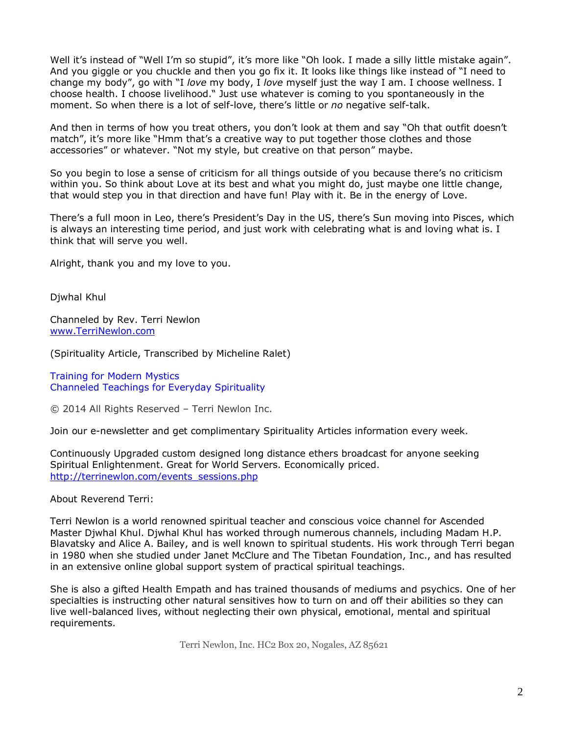Well it's instead of "Well I'm so stupid", it's more like "Oh look. I made a silly little mistake again". And you giggle or you chuckle and then you go fix it. It looks like things like instead of "I need to change my body", go with "I *love* my body, I *love* myself just the way I am. I choose wellness. I choose health. I choose livelihood." Just use whatever is coming to you spontaneously in the moment. So when there is a lot of self-love, there's little or *no* negative self-talk.

And then in terms of how you treat others, you don't look at them and say "Oh that outfit doesn't match", it's more like "Hmm that's a creative way to put together those clothes and those accessories" or whatever. "Not my style, but creative on that person" maybe.

So you begin to lose a sense of criticism for all things outside of you because there's no criticism within you. So think about Love at its best and what you might do, just maybe one little change, that would step you in that direction and have fun! Play with it. Be in the energy of Love.

There's a full moon in Leo, there's President's Day in the US, there's Sun moving into Pisces, which is always an interesting time period, and just work with celebrating what is and loving what is. I think that will serve you well.

Alright, thank you and my love to you.

Djwhal Khul

Channeled by Rev. Terri Newlon
www.TerriNewlon.com

(Spirituality Article, Transcribed by Micheline Ralet)

Training for Modern Mystics
Channeled Teachings for Everyday Spirituality

© 2014 All Rights Reserved – Terri Newlon Inc.

Join our e-newsletter and get complimentary Spirituality Articles information every week.

Continuously Upgraded custom designed long distance ethers broadcast for anyone seeking Spiritual Enlightenment. Great for World Servers. Economically priced.
http://terrinewlon.com/events_sessions.php

About Reverend Terri:

Terri Newlon is a world renowned spiritual teacher and conscious voice channel for Ascended Master Djwhal Khul. Djwhal Khul has worked through numerous channels, including Madam H.P. Blavatsky and Alice A. Bailey, and is well known to spiritual students. His work through Terri began in 1980 when she studied under Janet McClure and The Tibetan Foundation, Inc., and has resulted in an extensive online global support system of practical spiritual teachings.

She is also a gifted Health Empath and has trained thousands of mediums and psychics. One of her specialties is instructing other natural sensitives how to turn on and off their abilities so they can live well-balanced lives, without neglecting their own physical, emotional, mental and spiritual requirements.

Terri Newlon, Inc. HC2 Box 20, Nogales, AZ 85621